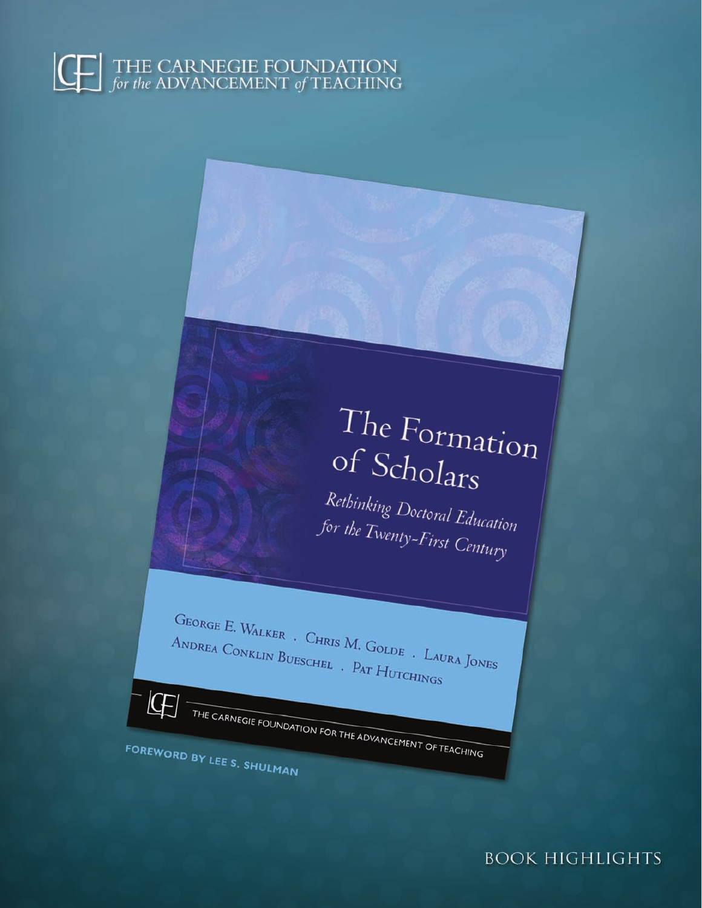THE CARNEGIE FOUNDATION *for the* ADVANCEMENT *of* TEACHING

# The Formation of Scholars

*Rethinking Doctoral Education for the Twenty-First Century*

George E. Walker · Chris M. Golde · Laura Jones
Andrea Conklin Bueschel · Pat Hutchings

THE CARNEGIE FOUNDATION FOR THE ADVANCEMENT OF TEACHING

FOREWORD BY LEE S. SHULMAN

BOOK HIGHLIGHTS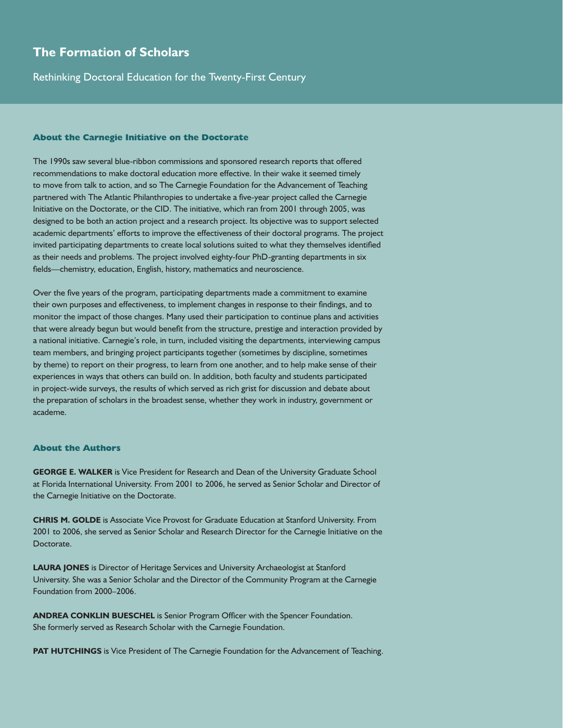# The Formation of Scholars

Rethinking Doctoral Education for the Twenty-First Century

## About the Carnegie Initiative on the Doctorate

The 1990s saw several blue-ribbon commissions and sponsored research reports that offered recommendations to make doctoral education more effective. In their wake it seemed timely to move from talk to action, and so The Carnegie Foundation for the Advancement of Teaching partnered with The Atlantic Philanthropies to undertake a five-year project called the Carnegie Initiative on the Doctorate, or the CID. The initiative, which ran from 2001 through 2005, was designed to be both an action project and a research project. Its objective was to support selected academic departments' efforts to improve the effectiveness of their doctoral programs. The project invited participating departments to create local solutions suited to what they themselves identified as their needs and problems. The project involved eighty-four PhD-granting departments in six fields—chemistry, education, English, history, mathematics and neuroscience.

Over the five years of the program, participating departments made a commitment to examine their own purposes and effectiveness, to implement changes in response to their findings, and to monitor the impact of those changes. Many used their participation to continue plans and activities that were already begun but would benefit from the structure, prestige and interaction provided by a national initiative. Carnegie's role, in turn, included visiting the departments, interviewing campus team members, and bringing project participants together (sometimes by discipline, sometimes by theme) to report on their progress, to learn from one another, and to help make sense of their experiences in ways that others can build on. In addition, both faculty and students participated in project-wide surveys, the results of which served as rich grist for discussion and debate about the preparation of scholars in the broadest sense, whether they work in industry, government or academe.

## About the Authors

**GEORGE E. WALKER** is Vice President for Research and Dean of the University Graduate School at Florida International University. From 2001 to 2006, he served as Senior Scholar and Director of the Carnegie Initiative on the Doctorate.

**CHRIS M. GOLDE** is Associate Vice Provost for Graduate Education at Stanford University. From 2001 to 2006, she served as Senior Scholar and Research Director for the Carnegie Initiative on the Doctorate.

**LAURA JONES** is Director of Heritage Services and University Archaeologist at Stanford University. She was a Senior Scholar and the Director of the Community Program at the Carnegie Foundation from 2000–2006.

**ANDREA CONKLIN BUESCHEL** is Senior Program Officer with the Spencer Foundation. She formerly served as Research Scholar with the Carnegie Foundation.

**PAT HUTCHINGS** is Vice President of The Carnegie Foundation for the Advancement of Teaching.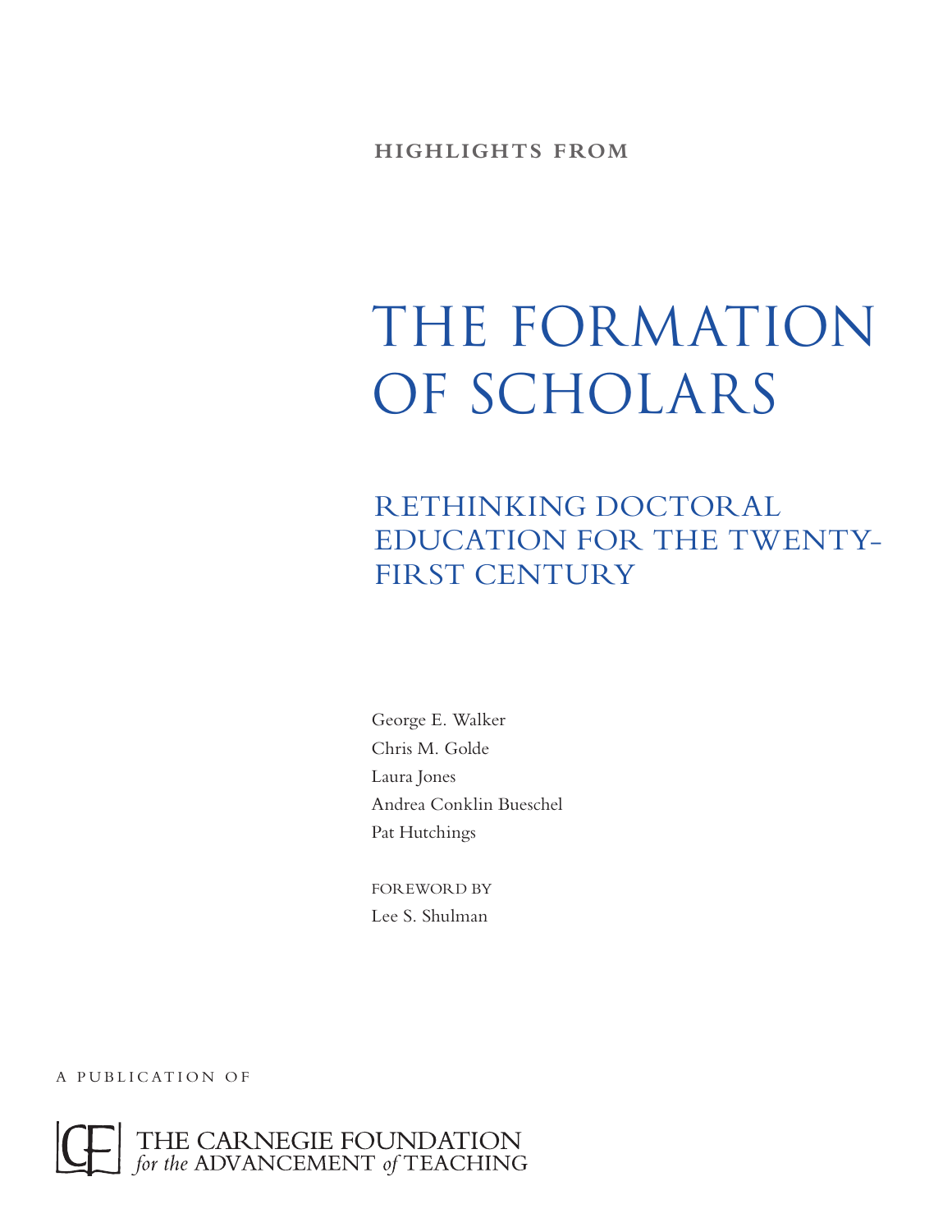HIGHLIGHTS FROM

# THE FORMATION OF SCHOLARS

## RETHINKING DOCTORAL EDUCATION FOR THE TWENTY-FIRST CENTURY

George E. Walker
Chris M. Golde
Laura Jones
Andrea Conklin Bueschel
Pat Hutchings

FOREWORD BY
Lee S. Shulman

A PUBLICATION OF

THE CARNEGIE FOUNDATION *for the* ADVANCEMENT *of* TEACHING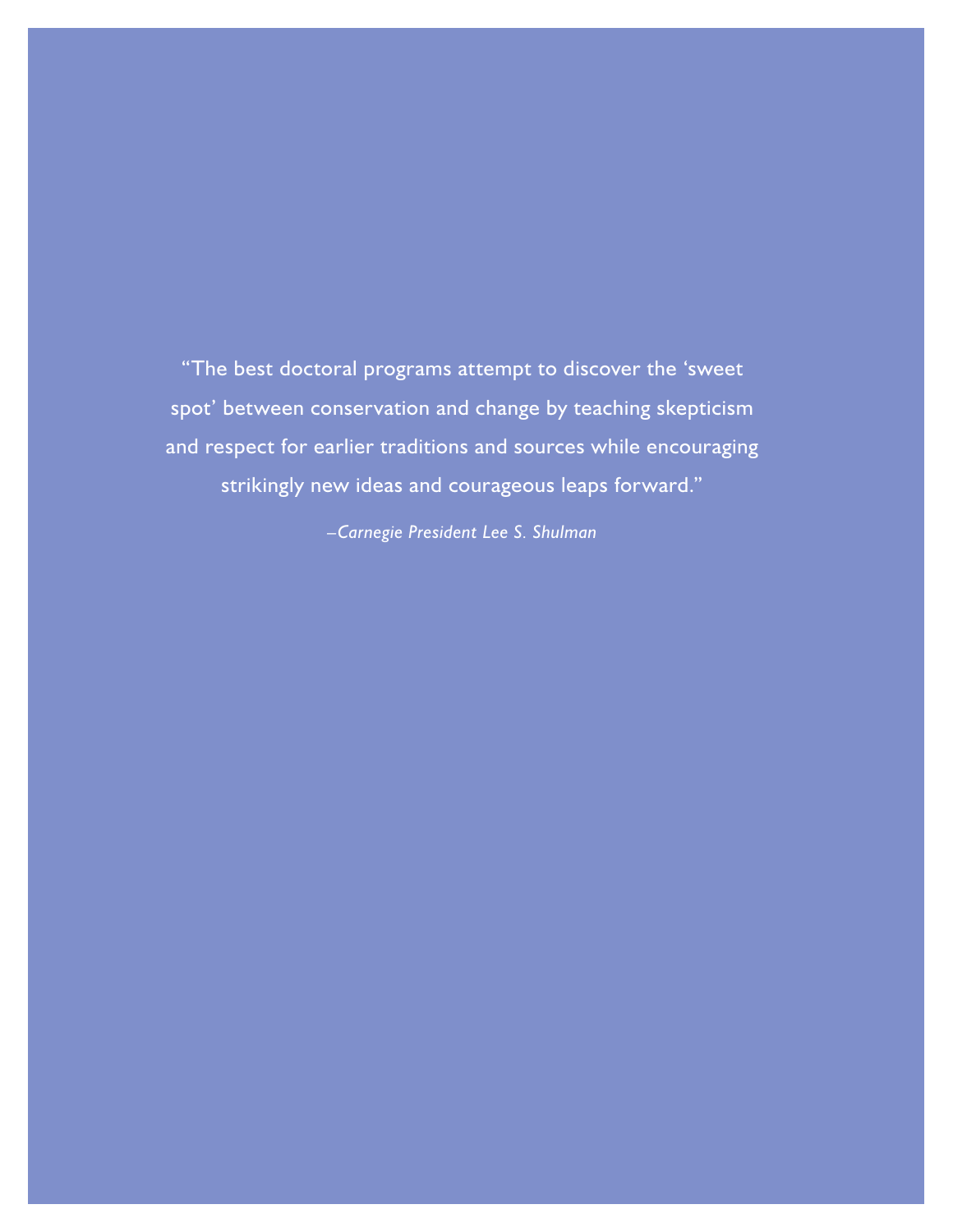"The best doctoral programs attempt to discover the 'sweet spot' between conservation and change by teaching skepticism and respect for earlier traditions and sources while encouraging strikingly new ideas and courageous leaps forward."

*–Carnegie President Lee S. Shulman*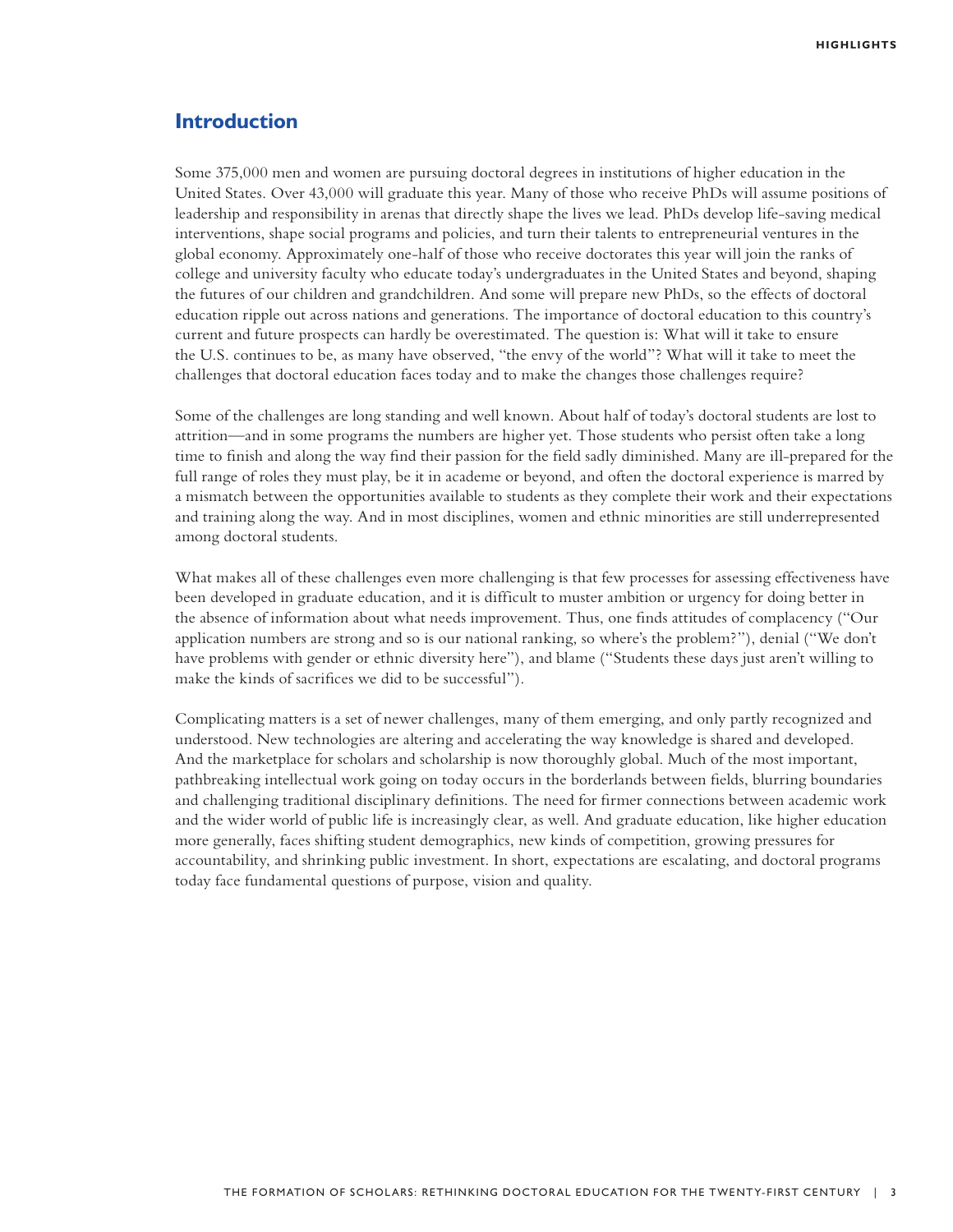## Introduction

Some 375,000 men and women are pursuing doctoral degrees in institutions of higher education in the United States. Over 43,000 will graduate this year. Many of those who receive PhDs will assume positions of leadership and responsibility in arenas that directly shape the lives we lead. PhDs develop life-saving medical interventions, shape social programs and policies, and turn their talents to entrepreneurial ventures in the global economy. Approximately one-half of those who receive doctorates this year will join the ranks of college and university faculty who educate today's undergraduates in the United States and beyond, shaping the futures of our children and grandchildren. And some will prepare new PhDs, so the effects of doctoral education ripple out across nations and generations. The importance of doctoral education to this country's current and future prospects can hardly be overestimated. The question is: What will it take to ensure the U.S. continues to be, as many have observed, "the envy of the world"? What will it take to meet the challenges that doctoral education faces today and to make the changes those challenges require?

Some of the challenges are long standing and well known. About half of today's doctoral students are lost to attrition—and in some programs the numbers are higher yet. Those students who persist often take a long time to finish and along the way find their passion for the field sadly diminished. Many are ill-prepared for the full range of roles they must play, be it in academe or beyond, and often the doctoral experience is marred by a mismatch between the opportunities available to students as they complete their work and their expectations and training along the way. And in most disciplines, women and ethnic minorities are still underrepresented among doctoral students.

What makes all of these challenges even more challenging is that few processes for assessing effectiveness have been developed in graduate education, and it is difficult to muster ambition or urgency for doing better in the absence of information about what needs improvement. Thus, one finds attitudes of complacency ("Our application numbers are strong and so is our national ranking, so where's the problem?"), denial ("We don't have problems with gender or ethnic diversity here"), and blame ("Students these days just aren't willing to make the kinds of sacrifices we did to be successful").

Complicating matters is a set of newer challenges, many of them emerging, and only partly recognized and understood. New technologies are altering and accelerating the way knowledge is shared and developed. And the marketplace for scholars and scholarship is now thoroughly global. Much of the most important, pathbreaking intellectual work going on today occurs in the borderlands between fields, blurring boundaries and challenging traditional disciplinary definitions. The need for firmer connections between academic work and the wider world of public life is increasingly clear, as well. And graduate education, like higher education more generally, faces shifting student demographics, new kinds of competition, growing pressures for accountability, and shrinking public investment. In short, expectations are escalating, and doctoral programs today face fundamental questions of purpose, vision and quality.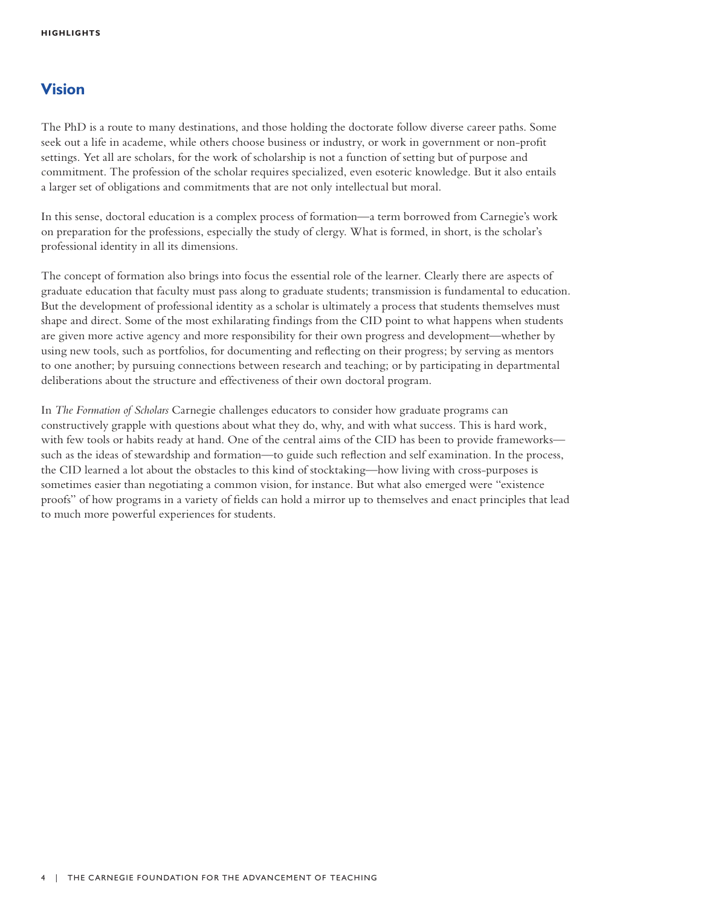## Vision

The PhD is a route to many destinations, and those holding the doctorate follow diverse career paths. Some seek out a life in academe, while others choose business or industry, or work in government or non-profit settings. Yet all are scholars, for the work of scholarship is not a function of setting but of purpose and commitment. The profession of the scholar requires specialized, even esoteric knowledge. But it also entails a larger set of obligations and commitments that are not only intellectual but moral.

In this sense, doctoral education is a complex process of formation—a term borrowed from Carnegie's work on preparation for the professions, especially the study of clergy. What is formed, in short, is the scholar's professional identity in all its dimensions.

The concept of formation also brings into focus the essential role of the learner. Clearly there are aspects of graduate education that faculty must pass along to graduate students; transmission is fundamental to education. But the development of professional identity as a scholar is ultimately a process that students themselves must shape and direct. Some of the most exhilarating findings from the CID point to what happens when students are given more active agency and more responsibility for their own progress and development—whether by using new tools, such as portfolios, for documenting and reflecting on their progress; by serving as mentors to one another; by pursuing connections between research and teaching; or by participating in departmental deliberations about the structure and effectiveness of their own doctoral program.

In *The Formation of Scholars* Carnegie challenges educators to consider how graduate programs can constructively grapple with questions about what they do, why, and with what success. This is hard work, with few tools or habits ready at hand. One of the central aims of the CID has been to provide frameworks—such as the ideas of stewardship and formation—to guide such reflection and self examination. In the process, the CID learned a lot about the obstacles to this kind of stocktaking—how living with cross-purposes is sometimes easier than negotiating a common vision, for instance. But what also emerged were "existence proofs" of how programs in a variety of fields can hold a mirror up to themselves and enact principles that lead to much more powerful experiences for students.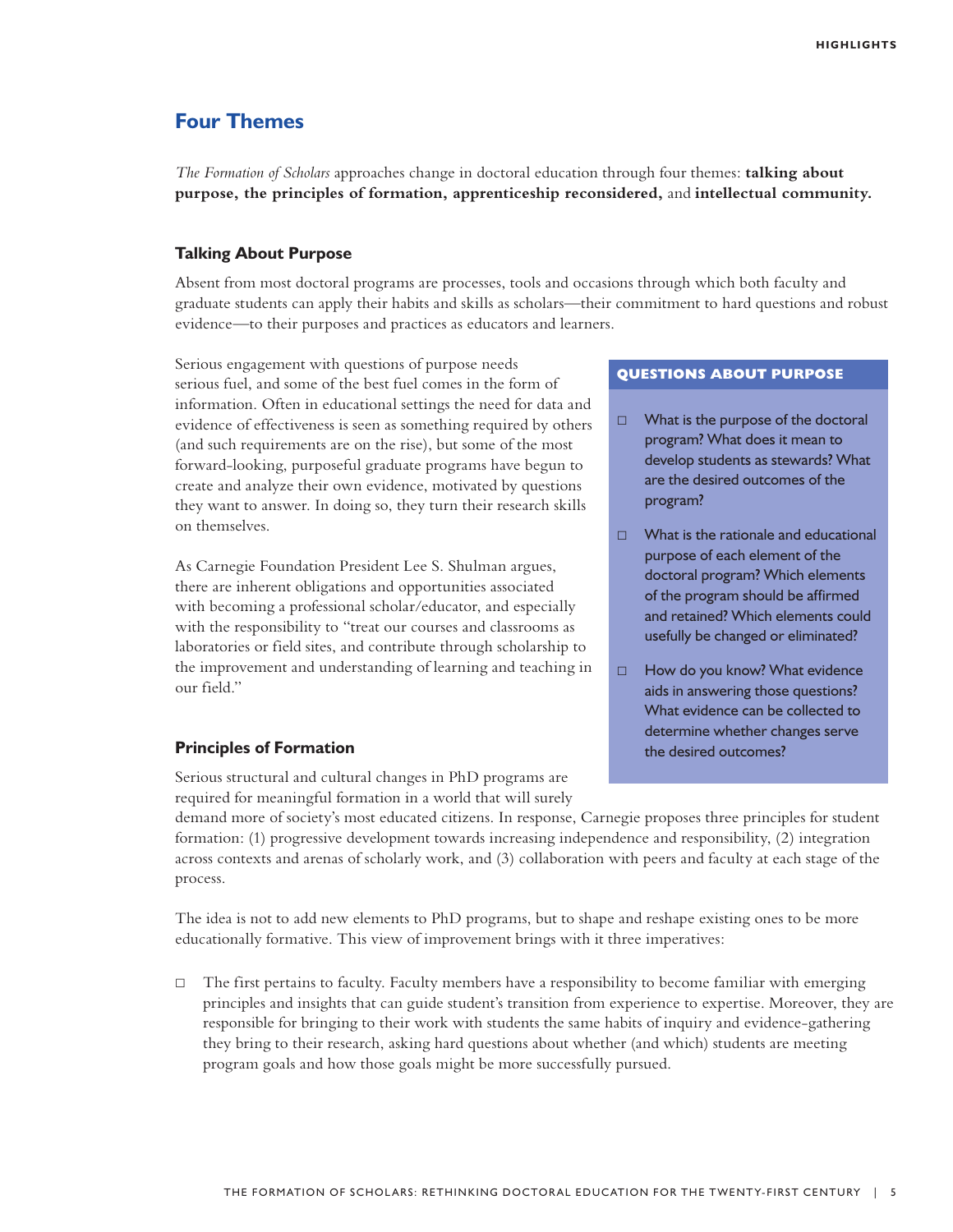## Four Themes

*The Formation of Scholars* approaches change in doctoral education through four themes: **talking about purpose, the principles of formation, apprenticeship reconsidered,** and **intellectual community.**

### Talking About Purpose

Absent from most doctoral programs are processes, tools and occasions through which both faculty and graduate students can apply their habits and skills as scholars—their commitment to hard questions and robust evidence—to their purposes and practices as educators and learners.

Serious engagement with questions of purpose needs serious fuel, and some of the best fuel comes in the form of information. Often in educational settings the need for data and evidence of effectiveness is seen as something required by others (and such requirements are on the rise), but some of the most forward-looking, purposeful graduate programs have begun to create and analyze their own evidence, motivated by questions they want to answer. In doing so, they turn their research skills on themselves.

As Carnegie Foundation President Lee S. Shulman argues, there are inherent obligations and opportunities associated with becoming a professional scholar/educator, and especially with the responsibility to "treat our courses and classrooms as laboratories or field sites, and contribute through scholarship to the improvement and understanding of learning and teaching in our field."

**QUESTIONS ABOUT PURPOSE**

- What is the purpose of the doctoral program? What does it mean to develop students as stewards? What are the desired outcomes of the program?
- What is the rationale and educational purpose of each element of the doctoral program? Which elements of the program should be affirmed and retained? Which elements could usefully be changed or eliminated?
- How do you know? What evidence aids in answering those questions? What evidence can be collected to determine whether changes serve the desired outcomes?

### Principles of Formation

Serious structural and cultural changes in PhD programs are required for meaningful formation in a world that will surely demand more of society's most educated citizens. In response, Carnegie proposes three principles for student formation: (1) progressive development towards increasing independence and responsibility, (2) integration across contexts and arenas of scholarly work, and (3) collaboration with peers and faculty at each stage of the process.

The idea is not to add new elements to PhD programs, but to shape and reshape existing ones to be more educationally formative. This view of improvement brings with it three imperatives:

- The first pertains to faculty. Faculty members have a responsibility to become familiar with emerging principles and insights that can guide student's transition from experience to expertise. Moreover, they are responsible for bringing to their work with students the same habits of inquiry and evidence-gathering they bring to their research, asking hard questions about whether (and which) students are meeting program goals and how those goals might be more successfully pursued.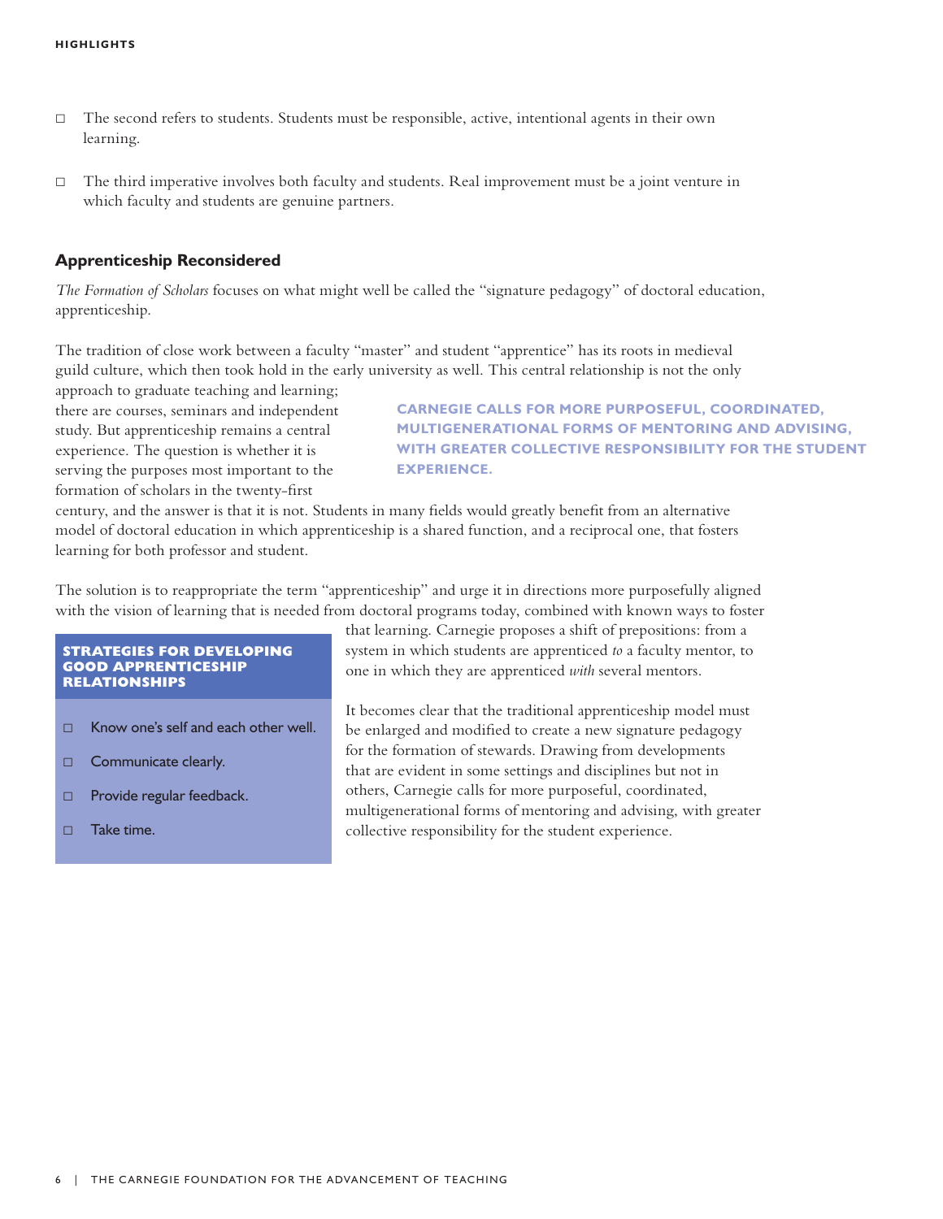- The second refers to students. Students must be responsible, active, intentional agents in their own learning.
- The third imperative involves both faculty and students. Real improvement must be a joint venture in which faculty and students are genuine partners.

### Apprenticeship Reconsidered

*The Formation of Scholars* focuses on what might well be called the "signature pedagogy" of doctoral education, apprenticeship.

The tradition of close work between a faculty "master" and student "apprentice" has its roots in medieval guild culture, which then took hold in the early university as well. This central relationship is not the only approach to graduate teaching and learning; there are courses, seminars and independent study. But apprenticeship remains a central experience. The question is whether it is serving the purposes most important to the formation of scholars in the twenty-first century, and the answer is that it is not. Students in many fields would greatly benefit from an alternative model of doctoral education in which apprenticeship is a shared function, and a reciprocal one, that fosters learning for both professor and student.

**CARNEGIE CALLS FOR MORE PURPOSEFUL, COORDINATED, MULTIGENERATIONAL FORMS OF MENTORING AND ADVISING, WITH GREATER COLLECTIVE RESPONSIBILITY FOR THE STUDENT EXPERIENCE.**

The solution is to reappropriate the term "apprenticeship" and urge it in directions more purposefully aligned with the vision of learning that is needed from doctoral programs today, combined with known ways to foster that learning. Carnegie proposes a shift of prepositions: from a system in which students are apprenticed *to* a faculty mentor, to one in which they are apprenticed *with* several mentors.

It becomes clear that the traditional apprenticeship model must be enlarged and modified to create a new signature pedagogy for the formation of stewards. Drawing from developments that are evident in some settings and disciplines but not in others, Carnegie calls for more purposeful, coordinated, multigenerational forms of mentoring and advising, with greater collective responsibility for the student experience.

**STRATEGIES FOR DEVELOPING GOOD APPRENTICESHIP RELATIONSHIPS**

- Know one's self and each other well.
- Communicate clearly.
- Provide regular feedback.
- Take time.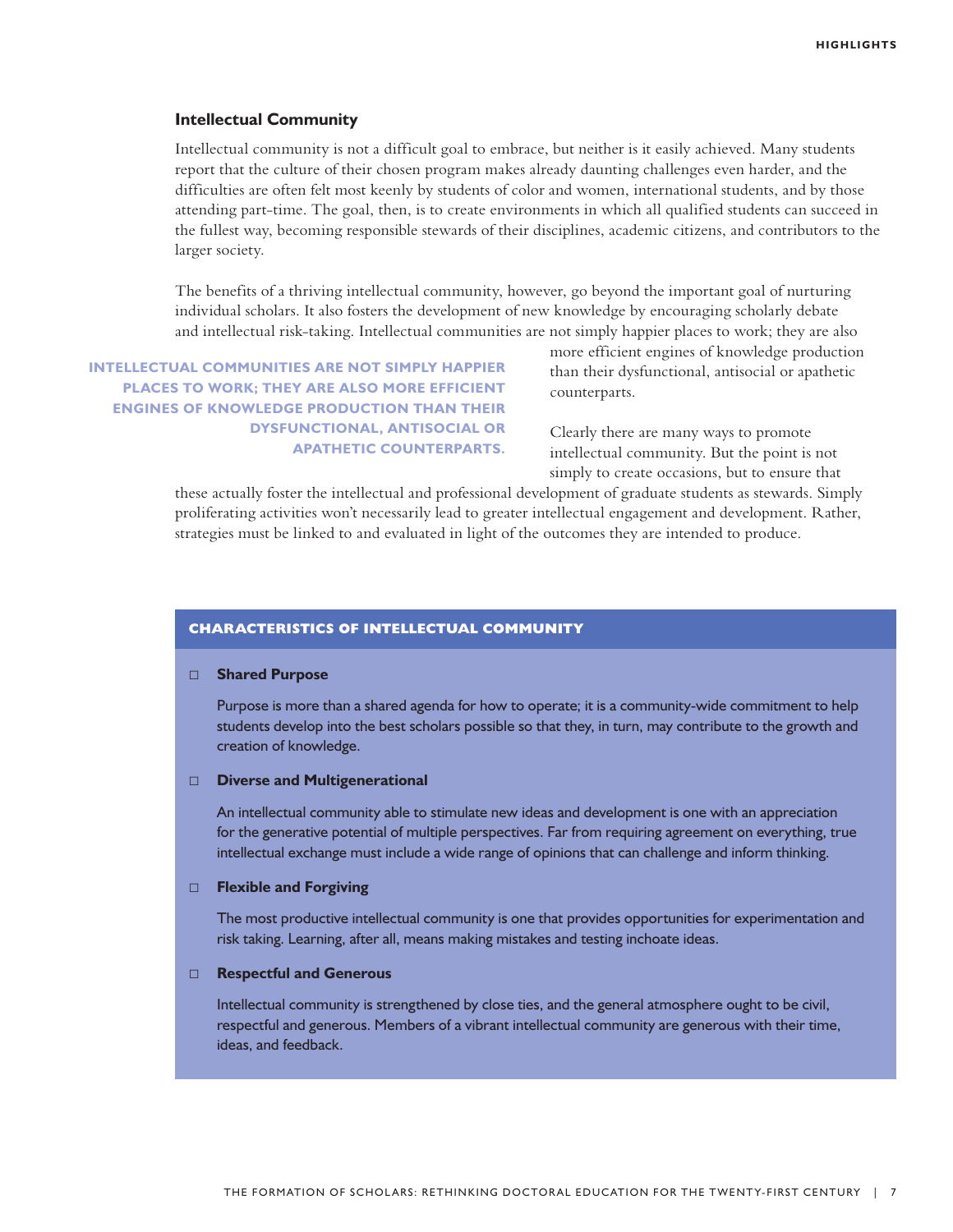### Intellectual Community

Intellectual community is not a difficult goal to embrace, but neither is it easily achieved. Many students report that the culture of their chosen program makes already daunting challenges even harder, and the difficulties are often felt most keenly by students of color and women, international students, and by those attending part-time. The goal, then, is to create environments in which all qualified students can succeed in the fullest way, becoming responsible stewards of their disciplines, academic citizens, and contributors to the larger society.

The benefits of a thriving intellectual community, however, go beyond the important goal of nurturing individual scholars. It also fosters the development of new knowledge by encouraging scholarly debate and intellectual risk-taking. Intellectual communities are not simply happier places to work; they are also more efficient engines of knowledge production than their dysfunctional, antisocial or apathetic counterparts.

**INTELLECTUAL COMMUNITIES ARE NOT SIMPLY HAPPIER PLACES TO WORK; THEY ARE ALSO MORE EFFICIENT ENGINES OF KNOWLEDGE PRODUCTION THAN THEIR DYSFUNCTIONAL, ANTISOCIAL OR APATHETIC COUNTERPARTS.**

Clearly there are many ways to promote intellectual community. But the point is not simply to create occasions, but to ensure that these actually foster the intellectual and professional development of graduate students as stewards. Simply proliferating activities won't necessarily lead to greater intellectual engagement and development. Rather, strategies must be linked to and evaluated in light of the outcomes they are intended to produce.

#### CHARACTERISTICS OF INTELLECTUAL COMMUNITY

- **Shared Purpose**

  Purpose is more than a shared agenda for how to operate; it is a community-wide commitment to help students develop into the best scholars possible so that they, in turn, may contribute to the growth and creation of knowledge.

- **Diverse and Multigenerational**

  An intellectual community able to stimulate new ideas and development is one with an appreciation for the generative potential of multiple perspectives. Far from requiring agreement on everything, true intellectual exchange must include a wide range of opinions that can challenge and inform thinking.

- **Flexible and Forgiving**

  The most productive intellectual community is one that provides opportunities for experimentation and risk taking. Learning, after all, means making mistakes and testing inchoate ideas.

- **Respectful and Generous**

  Intellectual community is strengthened by close ties, and the general atmosphere ought to be civil, respectful and generous. Members of a vibrant intellectual community are generous with their time, ideas, and feedback.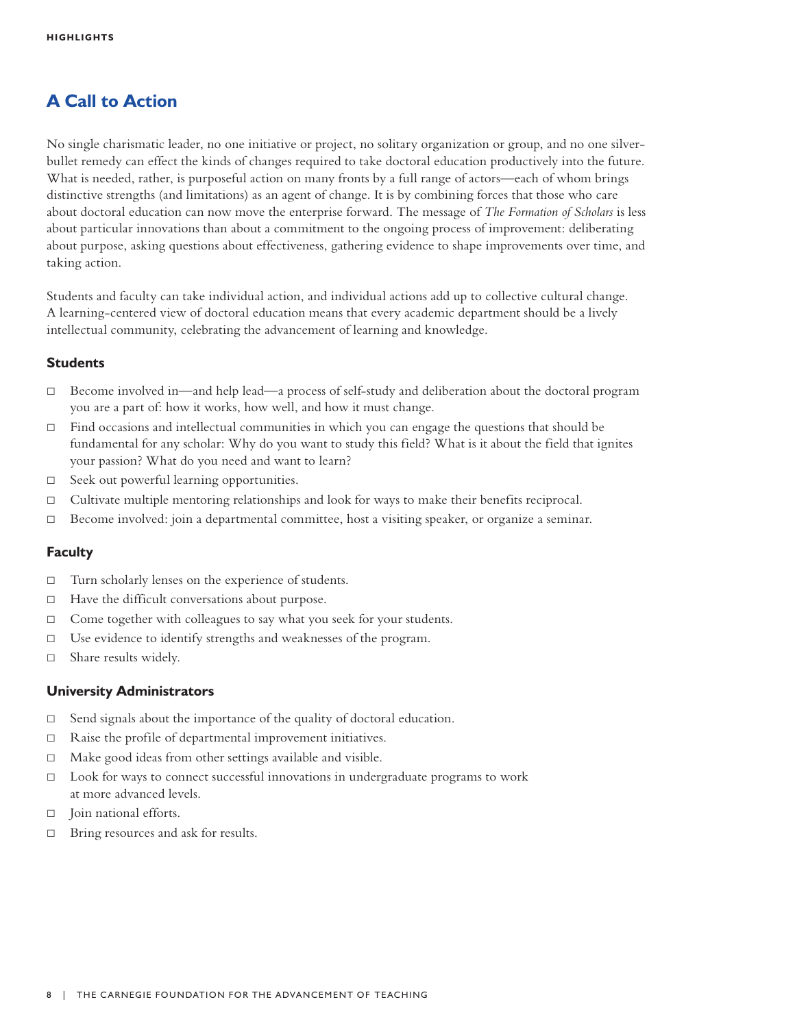## A Call to Action

No single charismatic leader, no one initiative or project, no solitary organization or group, and no one silver-bullet remedy can effect the kinds of changes required to take doctoral education productively into the future. What is needed, rather, is purposeful action on many fronts by a full range of actors—each of whom brings distinctive strengths (and limitations) as an agent of change. It is by combining forces that those who care about doctoral education can now move the enterprise forward. The message of *The Formation of Scholars* is less about particular innovations than about a commitment to the ongoing process of improvement: deliberating about purpose, asking questions about effectiveness, gathering evidence to shape improvements over time, and taking action.

Students and faculty can take individual action, and individual actions add up to collective cultural change. A learning-centered view of doctoral education means that every academic department should be a lively intellectual community, celebrating the advancement of learning and knowledge.

### Students

- Become involved in—and help lead—a process of self-study and deliberation about the doctoral program you are a part of: how it works, how well, and how it must change.
- Find occasions and intellectual communities in which you can engage the questions that should be fundamental for any scholar: Why do you want to study this field? What is it about the field that ignites your passion? What do you need and want to learn?
- Seek out powerful learning opportunities.
- Cultivate multiple mentoring relationships and look for ways to make their benefits reciprocal.
- Become involved: join a departmental committee, host a visiting speaker, or organize a seminar.

### Faculty

- Turn scholarly lenses on the experience of students.
- Have the difficult conversations about purpose.
- Come together with colleagues to say what you seek for your students.
- Use evidence to identify strengths and weaknesses of the program.
- Share results widely.

### University Administrators

- Send signals about the importance of the quality of doctoral education.
- Raise the profile of departmental improvement initiatives.
- Make good ideas from other settings available and visible.
- Look for ways to connect successful innovations in undergraduate programs to work at more advanced levels.
- Join national efforts.
- Bring resources and ask for results.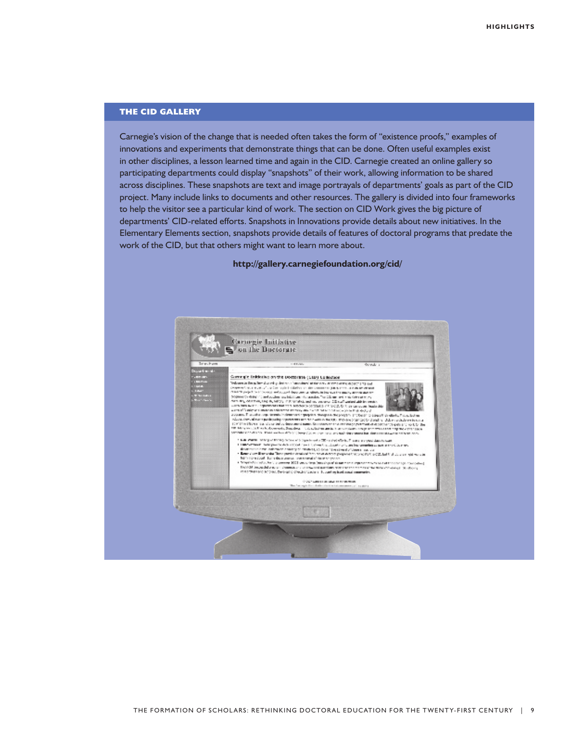## THE CID GALLERY

Carnegie's vision of the change that is needed often takes the form of "existence proofs," examples of innovations and experiments that demonstrate things that can be done. Often useful examples exist in other disciplines, a lesson learned time and again in the CID. Carnegie created an online gallery so participating departments could display "snapshots" of their work, allowing information to be shared across disciplines. These snapshots are text and image portrayals of departments' goals as part of the CID project. Many include links to documents and other resources. The gallery is divided into four frameworks to help the visitor see a particular kind of work. The section on CID Work gives the big picture of departments' CID-related efforts. Snapshots in Innovations provide details about new initiatives. In the Elementary Elements section, snapshots provide details of features of doctoral programs that predate the work of the CID, but that others might want to learn more about.

**http://gallery.carnegiefoundation.org/cid/**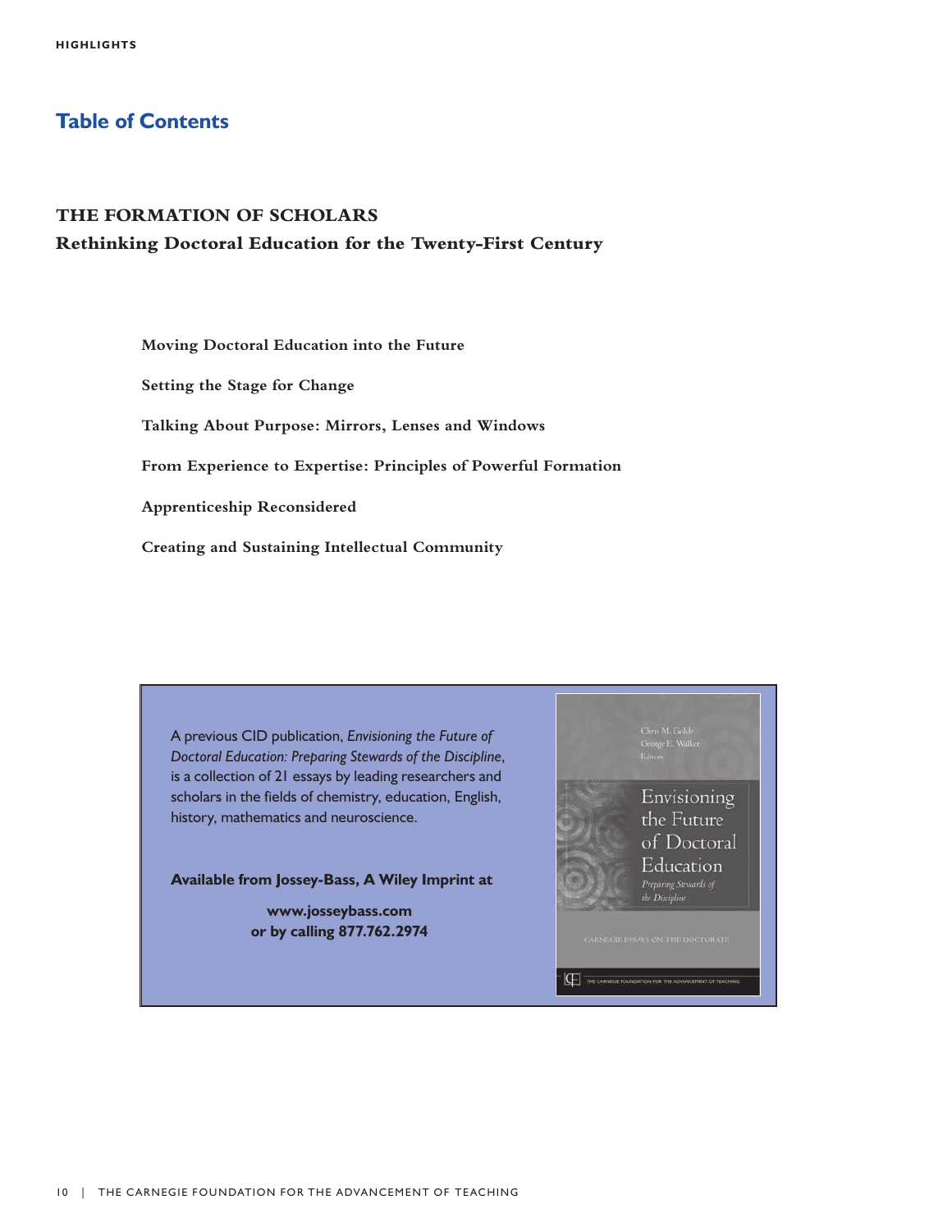## Table of Contents

**THE FORMATION OF SCHOLARS**
**Rethinking Doctoral Education for the Twenty-First Century**

**Moving Doctoral Education into the Future**

**Setting the Stage for Change**

**Talking About Purpose: Mirrors, Lenses and Windows**

**From Experience to Expertise: Principles of Powerful Formation**

**Apprenticeship Reconsidered**

**Creating and Sustaining Intellectual Community**

A previous CID publication, *Envisioning the Future of Doctoral Education: Preparing Stewards of the Discipline*, is a collection of 21 essays by leading researchers and scholars in the fields of chemistry, education, English, history, mathematics and neuroscience.

**Available from Jossey-Bass, A Wiley Imprint at**

**www.josseybass.com**
**or by calling 877.762.2974**

Chris M. Golde
George E. Walker
Editors

Envisioning the Future of Doctoral Education
*Preparing Stewards of the Discipline*

CARNEGIE ESSAYS ON THE DOCTORATE

THE CARNEGIE FOUNDATION FOR THE ADVANCEMENT OF TEACHING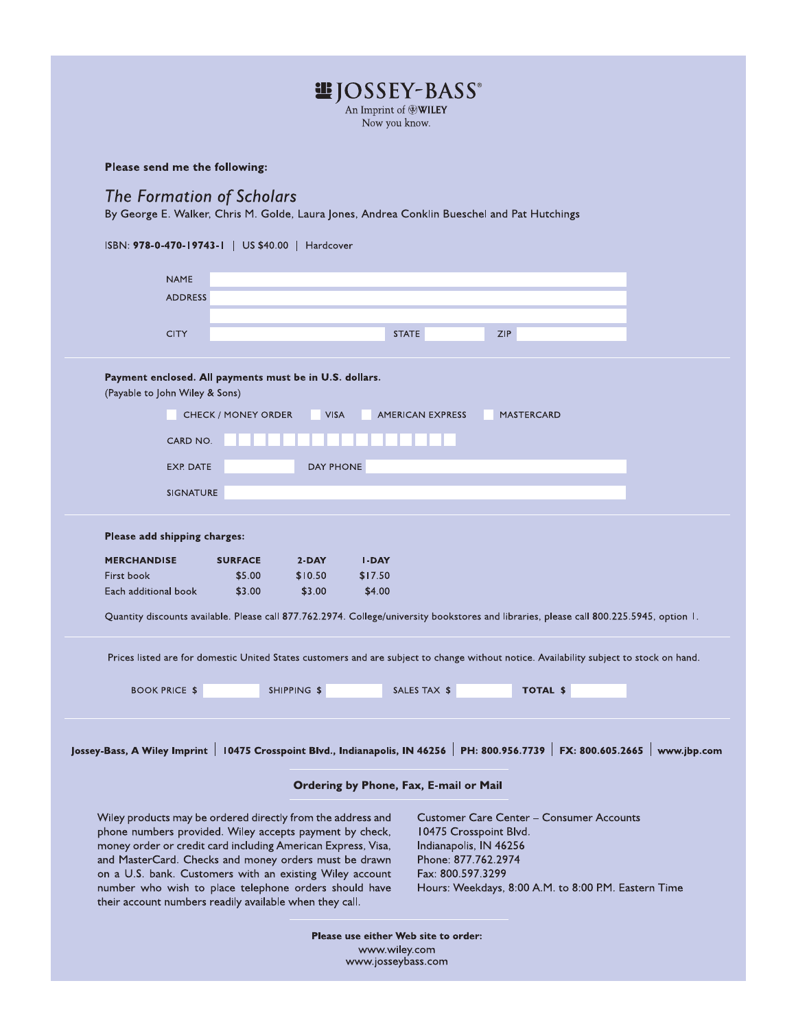**JOSSEY-BASS®**
An Imprint of WILEY
Now you know.

**Please send me the following:**

## *The Formation of Scholars*

By George E. Walker, Chris M. Golde, Laura Jones, Andrea Conklin Bueschel and Pat Hutchings

ISBN: **978-0-470-19743-1** | US $40.00 | Hardcover

NAME

ADDRESS

CITY STATE ZIP

---

**Payment enclosed. All payments must be in U.S. dollars.**
(Payable to John Wiley & Sons)

CHECK / MONEY ORDER VISA AMERICAN EXPRESS MASTERCARD

CARD NO.

EXP. DATE DAY PHONE

SIGNATURE

---

**Please add shipping charges:**

| MERCHANDISE | SURFACE | 2-DAY | 1-DAY |
|---|---|---|---|
| First book | $5.00 | $10.50 | $17.50 |
| Each additional book | $3.00 | $3.00 | $4.00 |

Quantity discounts available. Please call 877.762.2974. College/university bookstores and libraries, please call 800.225.5945, option 1.

---

Prices listed are for domestic United States customers and are subject to change without notice. Availability subject to stock on hand.

BOOK PRICE $ SHIPPING $ SALES TAX $ **TOTAL $**

---

**Jossey-Bass, A Wiley Imprint | 10475 Crosspoint Blvd., Indianapolis, IN 46256 | PH: 800.956.7739 | FX: 800.605.2665 | www.jbp.com**

**Ordering by Phone, Fax, E-mail or Mail**

Wiley products may be ordered directly from the address and phone numbers provided. Wiley accepts payment by check, money order or credit card including American Express, Visa, and MasterCard. Checks and money orders must be drawn on a U.S. bank. Customers with an existing Wiley account number who wish to place telephone orders should have their account numbers readily available when they call.

Customer Care Center – Consumer Accounts
10475 Crosspoint Blvd.
Indianapolis, IN 46256
Phone: 877.762.2974
Fax: 800.597.3299
Hours: Weekdays, 8:00 A.M. to 8:00 P.M. Eastern Time

**Please use either Web site to order:**
www.wiley.com
www.josseybass.com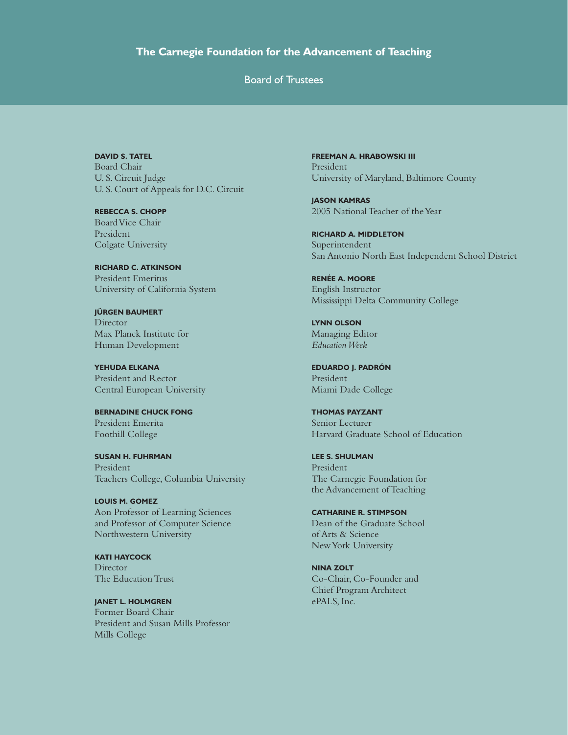# The Carnegie Foundation for the Advancement of Teaching

## Board of Trustees

**DAVID S. TATEL**
Board Chair
U. S. Circuit Judge
U. S. Court of Appeals for D.C. Circuit

**REBECCA S. CHOPP**
Board Vice Chair
President
Colgate University

**RICHARD C. ATKINSON**
President Emeritus
University of California System

**JÜRGEN BAUMERT**
Director
Max Planck Institute for
Human Development

**YEHUDA ELKANA**
President and Rector
Central European University

**BERNADINE CHUCK FONG**
President Emerita
Foothill College

**SUSAN H. FUHRMAN**
President
Teachers College, Columbia University

**LOUIS M. GOMEZ**
Aon Professor of Learning Sciences
and Professor of Computer Science
Northwestern University

**KATI HAYCOCK**
Director
The Education Trust

**JANET L. HOLMGREN**
Former Board Chair
President and Susan Mills Professor
Mills College

**FREEMAN A. HRABOWSKI III**
President
University of Maryland, Baltimore County

**JASON KAMRAS**
2005 National Teacher of the Year

**RICHARD A. MIDDLETON**
Superintendent
San Antonio North East Independent School District

**RENÉE A. MOORE**
English Instructor
Mississippi Delta Community College

**LYNN OLSON**
Managing Editor
*Education Week*

**EDUARDO J. PADRÓN**
President
Miami Dade College

**THOMAS PAYZANT**
Senior Lecturer
Harvard Graduate School of Education

**LEE S. SHULMAN**
President
The Carnegie Foundation for
the Advancement of Teaching

**CATHARINE R. STIMPSON**
Dean of the Graduate School
of Arts & Science
New York University

**NINA ZOLT**
Co-Chair, Co-Founder and
Chief Program Architect
ePALS, Inc.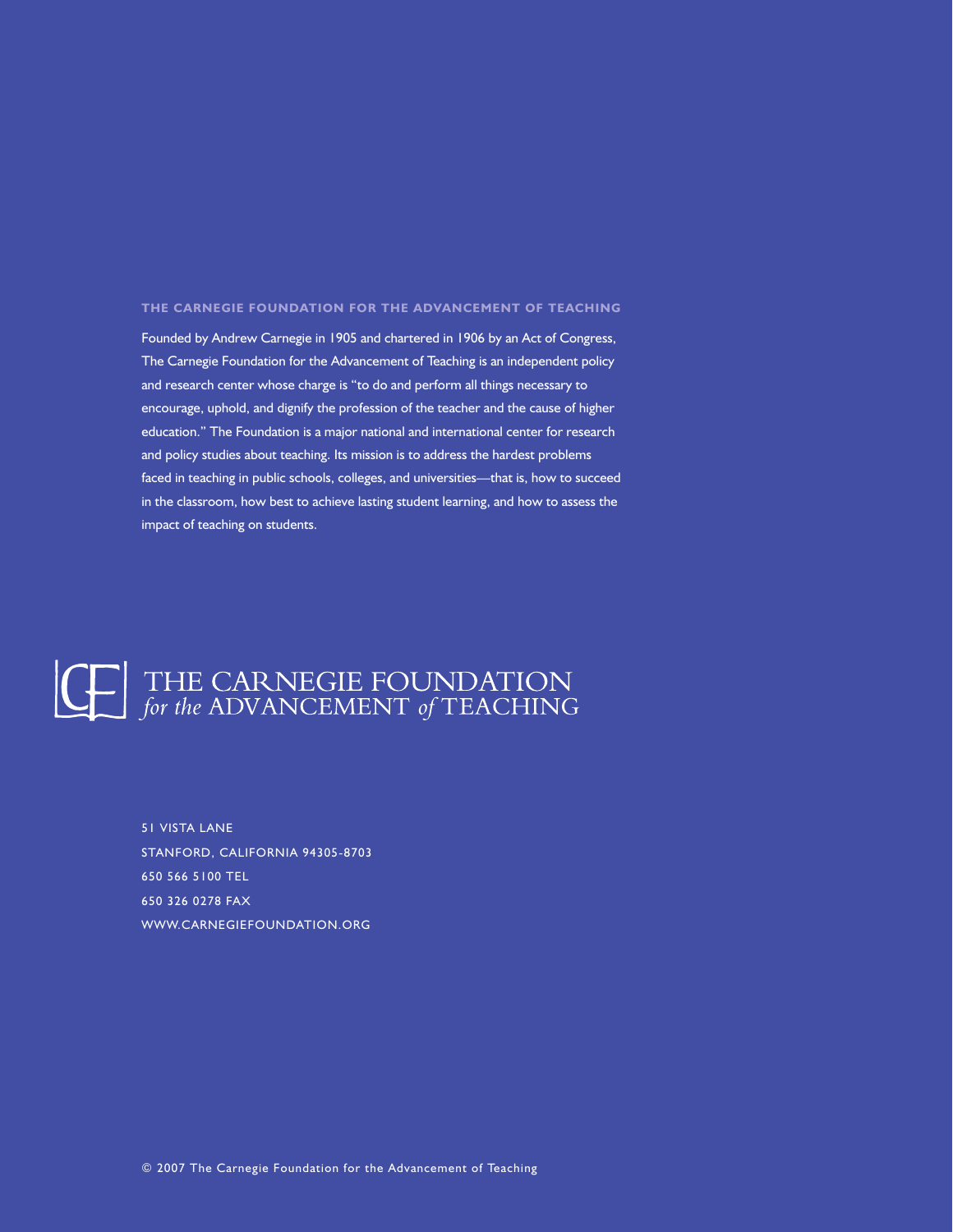## THE CARNEGIE FOUNDATION FOR THE ADVANCEMENT OF TEACHING

Founded by Andrew Carnegie in 1905 and chartered in 1906 by an Act of Congress, The Carnegie Foundation for the Advancement of Teaching is an independent policy and research center whose charge is "to do and perform all things necessary to encourage, uphold, and dignify the profession of the teacher and the cause of higher education." The Foundation is a major national and international center for research and policy studies about teaching. Its mission is to address the hardest problems faced in teaching in public schools, colleges, and universities—that is, how to succeed in the classroom, how best to achieve lasting student learning, and how to assess the impact of teaching on students.

THE CARNEGIE FOUNDATION *for the* ADVANCEMENT *of* TEACHING

51 VISTA LANE
STANFORD, CALIFORNIA 94305-8703
650 566 5100 TEL
650 326 0278 FAX
WWW.CARNEGIEFOUNDATION.ORG

© 2007 The Carnegie Foundation for the Advancement of Teaching